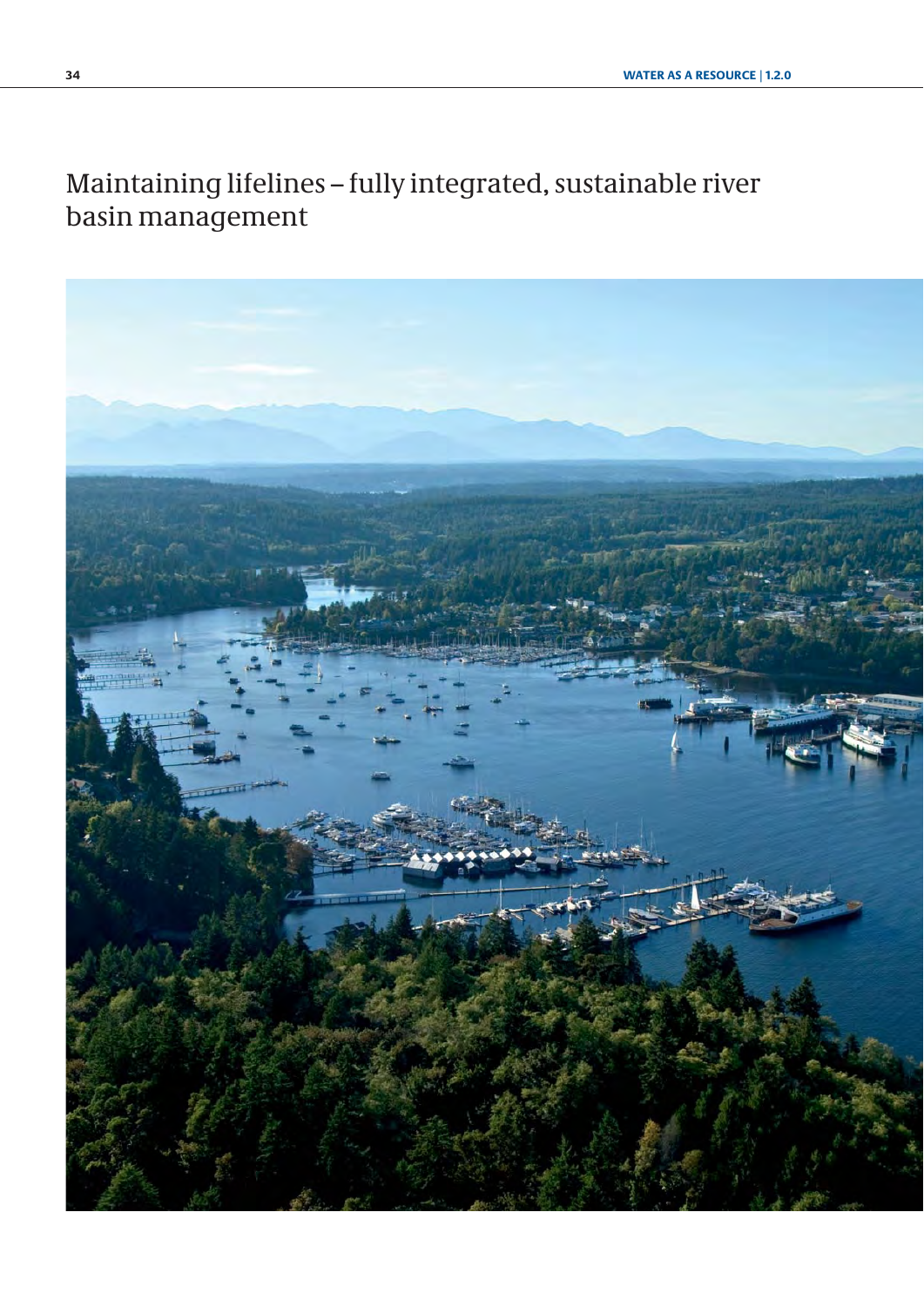# Maintaining lifelines – fully integrated, sustainable river basin management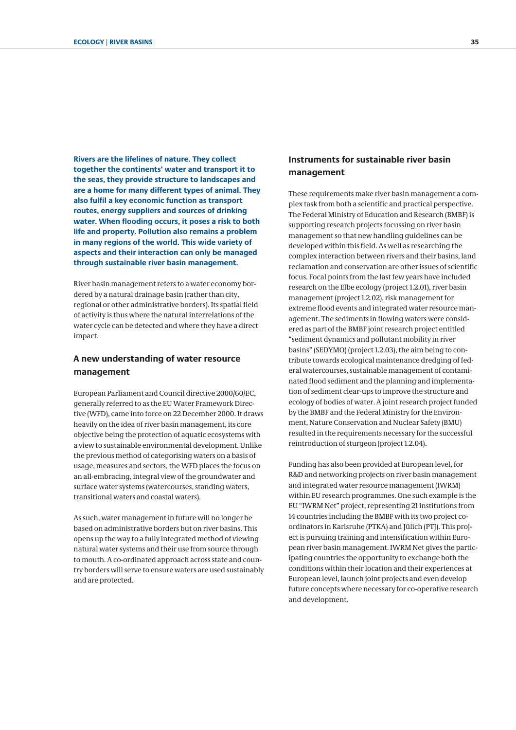**Rivers are the lifelines of nature. They collect together the continents' water and transport it to the seas, they provide structure to landscapes and are a home for many different types of animal. They also fulfil a key economic function as transport routes, energy suppliers and sources of drinking water. When flooding occurs, it poses a risk to both life and property. Pollution also remains a problem in many regions of the world. This wide variety of aspects and their interaction can only be managed through sustainable river basin management.**

River basin management refers to a water economy bordered by a natural drainage basin (rather than city, regional or other administrative borders). Its spatial field of activity is thus where the natural interrelations of the water cycle can be detected and where they have a direct impact.

## A new understanding of water resource management

European Parliament and Council directive 2000/60/EC, generally referred to as the EU Water Framework Directive (WFD), came into force on 22 December 2000. It draws heavily on the idea of river basin management, its core objective being the protection of aquatic ecosystems with a view to sustainable environmental development. Unlike the previous method of categorising waters on a basis of usage, measures and sectors, the WFD places the focus on an all-embracing, integral view of the groundwater and surface water systems (watercourses, standing waters, transitional waters and coastal waters).

As such, water management in future will no longer be based on administrative borders but on river basins. This opens up the way to a fully integrated method of viewing natural water systems and their use from source through to mouth. A co-ordinated approach across state and country borders will serve to ensure waters are used sustainably and are protected.

## Instruments for sustainable river basin management

These requirements make river basin management a complex task from both a scientific and practical perspective. The Federal Ministry of Education and Research (BMBF) is supporting research projects focussing on river basin management so that new handling guidelines can be developed within this field. As well as researching the complex interaction between rivers and their basins, land reclamation and conservation are other issues of scientific focus. Focal points from the last few years have included research on the Elbe ecology (project 1.2.01), river basin management (project 1.2.02), risk management for extreme flood events and integrated water resource management. The sediments in flowing waters were considered as part of the BMBF joint research project entitled "sediment dynamics and pollutant mobility in river basins" (SEDYMO) (project 1.2.03), the aim being to contribute towards ecological maintenance dredging of federal watercourses, sustainable management of contaminated flood sediment and the planning and implementation of sediment clear-ups to improve the structure and ecology of bodies of water. A joint research project funded by the BMBF and the Federal Ministry for the Environment, Nature Conservation and Nuclear Safety (BMU) resulted in the requirements necessary for the successful reintroduction of sturgeon (project 1.2.04).

Funding has also been provided at European level, for R&D and networking projects on river basin management and integrated water resource management (IWRM) within EU research programmes. One such example is the EU "IWRM Net" project, representing 21 institutions from 14 countries including the BMBF with its two project co-ordinators in Karlsruhe (PTKA) and Jülich (PTJ). This project is pursuing training and intensification within European river basin management. IWRM Net gives the participating countries the opportunity to exchange both the conditions within their location and their experiences at European level, launch joint projects and even develop future concepts where necessary for co-operative research and development.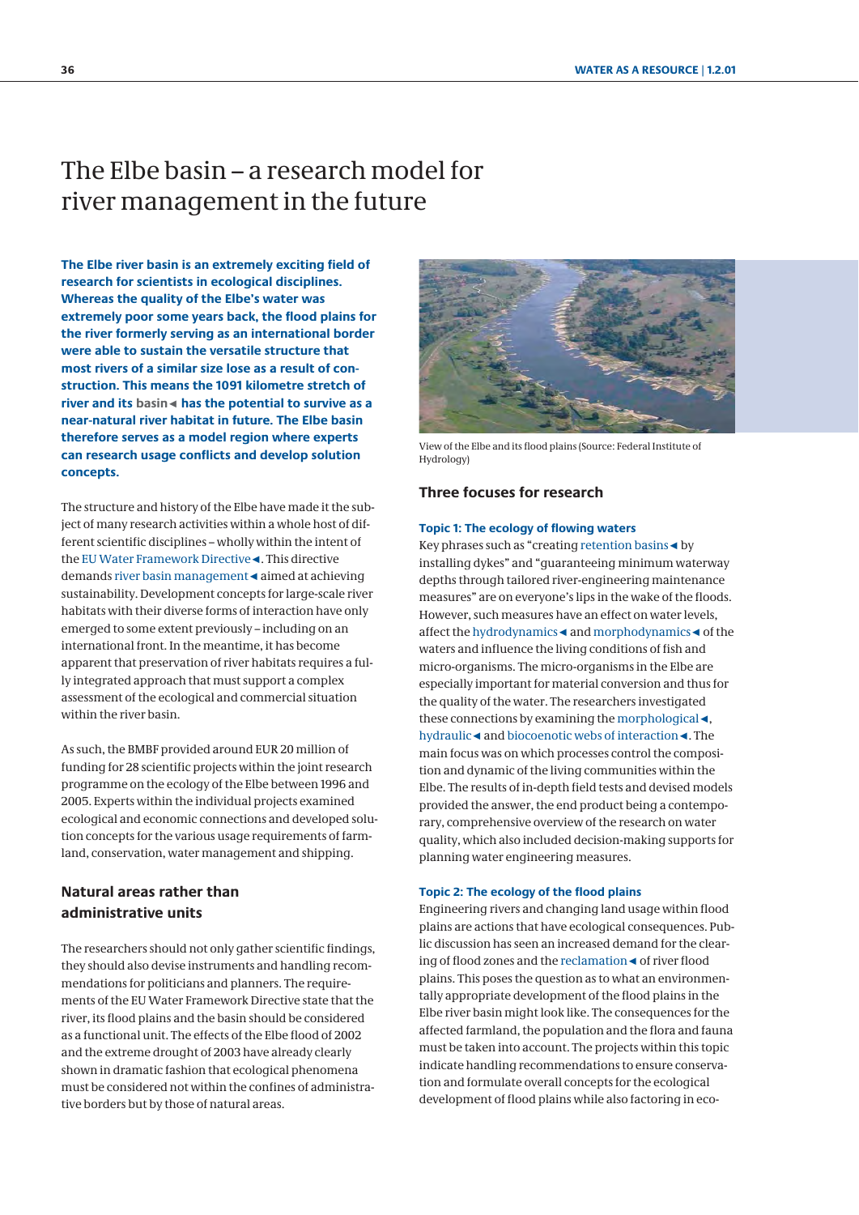# The Elbe basin – a research model for river management in the future

**The Elbe river basin is an extremely exciting field of research for scientists in ecological disciplines. Whereas the quality of the Elbe's water was extremely poor some years back, the flood plains for the river formerly serving as an international border were able to sustain the versatile structure that most rivers of a similar size lose as a result of construction. This means the 1091 kilometre stretch of river and its basin◄ has the potential to survive as a near-natural river habitat in future. The Elbe basin therefore serves as a model region where experts can research usage conflicts and develop solution concepts.**

The structure and history of the Elbe have made it the subject of many research activities within a whole host of different scientific disciplines – wholly within the intent of the EU Water Framework Directive◄. This directive demands river basin management◄ aimed at achieving sustainability. Development concepts for large-scale river habitats with their diverse forms of interaction have only emerged to some extent previously – including on an international front. In the meantime, it has become apparent that preservation of river habitats requires a fully integrated approach that must support a complex assessment of the ecological and commercial situation within the river basin.

As such, the BMBF provided around EUR 20 million of funding for 28 scientific projects within the joint research programme on the ecology of the Elbe between 1996 and 2005. Experts within the individual projects examined ecological and economic connections and developed solution concepts for the various usage requirements of farmland, conservation, water management and shipping.

## Natural areas rather than administrative units

The researchers should not only gather scientific findings, they should also devise instruments and handling recommendations for politicians and planners. The requirements of the EU Water Framework Directive state that the river, its flood plains and the basin should be considered as a functional unit. The effects of the Elbe flood of 2002 and the extreme drought of 2003 have already clearly shown in dramatic fashion that ecological phenomena must be considered not within the confines of administrative borders but by those of natural areas.

View of the Elbe and its flood plains (Source: Federal Institute of Hydrology)

## Three focuses for research

### Topic 1: The ecology of flowing waters

Key phrases such as "creating retention basins◄ by installing dykes" and "guaranteeing minimum waterway depths through tailored river-engineering maintenance measures" are on everyone's lips in the wake of the floods. However, such measures have an effect on water levels, affect the hydrodynamics◄ and morphodynamics◄ of the waters and influence the living conditions of fish and micro-organisms. The micro-organisms in the Elbe are especially important for material conversion and thus for the quality of the water. The researchers investigated these connections by examining the morphological◄, hydraulic◄ and biocoenotic webs of interaction◄. The main focus was on which processes control the composition and dynamic of the living communities within the Elbe. The results of in-depth field tests and devised models provided the answer, the end product being a contemporary, comprehensive overview of the research on water quality, which also included decision-making supports for planning water engineering measures.

### Topic 2: The ecology of the flood plains

Engineering rivers and changing land usage within flood plains are actions that have ecological consequences. Public discussion has seen an increased demand for the clearing of flood zones and the reclamation◄ of river flood plains. This poses the question as to what an environmentally appropriate development of the flood plains in the Elbe river basin might look like. The consequences for the affected farmland, the population and the flora and fauna must be taken into account. The projects within this topic indicate handling recommendations to ensure conservation and formulate overall concepts for the ecological development of flood plains while also factoring in eco-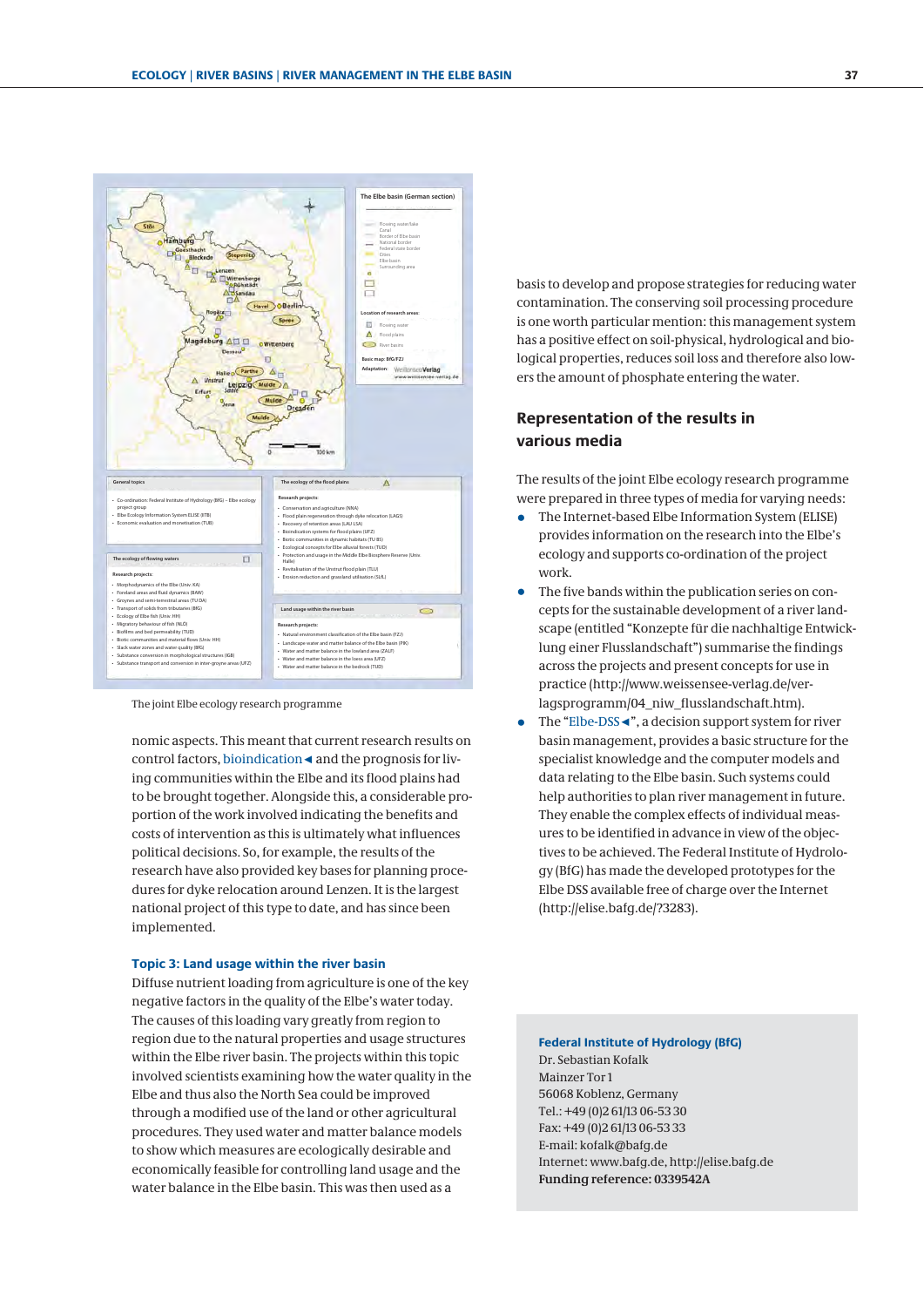The joint Elbe ecology research programme

nomic aspects. This meant that current research results on control factors, bioindication◄ and the prognosis for living communities within the Elbe and its flood plains had to be brought together. Alongside this, a considerable proportion of the work involved indicating the benefits and costs of intervention as this is ultimately what influences political decisions. So, for example, the results of the research have also provided key bases for planning procedures for dyke relocation around Lenzen. It is the largest national project of this type to date, and has since been implemented.

### Topic 3: Land usage within the river basin

Diffuse nutrient loading from agriculture is one of the key negative factors in the quality of the Elbe's water today. The causes of this loading vary greatly from region to region due to the natural properties and usage structures within the Elbe river basin. The projects within this topic involved scientists examining how the water quality in the Elbe and thus also the North Sea could be improved through a modified use of the land or other agricultural procedures. They used water and matter balance models to show which measures are ecologically desirable and economically feasible for controlling land usage and the water balance in the Elbe basin. This was then used as a basis to develop and propose strategies for reducing water contamination. The conserving soil processing procedure is one worth particular mention: this management system has a positive effect on soil-physical, hydrological and biological properties, reduces soil loss and therefore also lowers the amount of phosphate entering the water.

## Representation of the results in various media

The results of the joint Elbe ecology research programme were prepared in three types of media for varying needs:

- The Internet-based Elbe Information System (ELISE) provides information on the research into the Elbe's ecology and supports co-ordination of the project work.
- The five bands within the publication series on concepts for the sustainable development of a river landscape (entitled "Konzepte für die nachhaltige Entwicklung einer Flusslandschaft") summarise the findings across the projects and present concepts for use in practice (http://www.weissensee-verlag.de/verlagsprogramm/04_niw_flusslandschaft.htm).
- The "Elbe-DSS◄", a decision support system for river basin management, provides a basic structure for the specialist knowledge and the computer models and data relating to the Elbe basin. Such systems could help authorities to plan river management in future. They enable the complex effects of individual measures to be identified in advance in view of the objectives to be achieved. The Federal Institute of Hydrology (BfG) has made the developed prototypes for the Elbe DSS available free of charge over the Internet (http://elise.bafg.de/?3283).

**Federal Institute of Hydrology (BfG)**
Dr. Sebastian Kofalk
Mainzer Tor 1
56068 Koblenz, Germany
Tel.: +49 (0)2 61/13 06-53 30
Fax: +49 (0)2 61/13 06-53 33
E-mail: kofalk@bafg.de
Internet: www.bafg.de, http://elise.bafg.de
**Funding reference: 0339542A**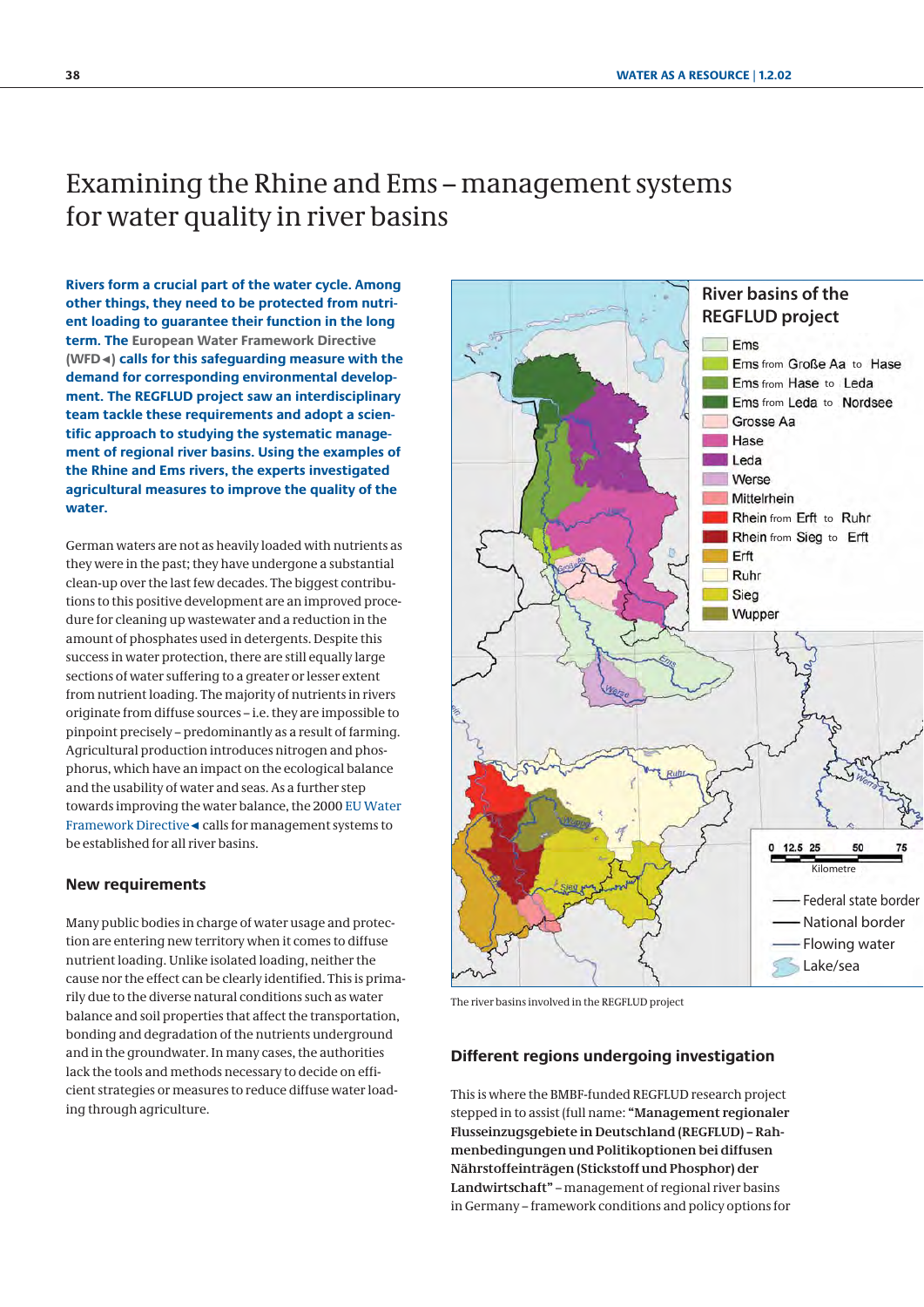# Examining the Rhine and Ems – management systems for water quality in river basins

**Rivers form a crucial part of the water cycle. Among other things, they need to be protected from nutrient loading to guarantee their function in the long term. The European Water Framework Directive (WFD◄) calls for this safeguarding measure with the demand for corresponding environmental development. The REGFLUD project saw an interdisciplinary team tackle these requirements and adopt a scientific approach to studying the systematic management of regional river basins. Using the examples of the Rhine and Ems rivers, the experts investigated agricultural measures to improve the quality of the water.**

German waters are not as heavily loaded with nutrients as they were in the past; they have undergone a substantial clean-up over the last few decades. The biggest contributions to this positive development are an improved procedure for cleaning up wastewater and a reduction in the amount of phosphates used in detergents. Despite this success in water protection, there are still equally large sections of water suffering to a greater or lesser extent from nutrient loading. The majority of nutrients in rivers originate from diffuse sources – i.e. they are impossible to pinpoint precisely – predominantly as a result of farming. Agricultural production introduces nitrogen and phosphorus, which have an impact on the ecological balance and the usability of water and seas. As a further step towards improving the water balance, the 2000 EU Water Framework Directive◄ calls for management systems to be established for all river basins.

## New requirements

Many public bodies in charge of water usage and protection are entering new territory when it comes to diffuse nutrient loading. Unlike isolated loading, neither the cause nor the effect can be clearly identified. This is primarily due to the diverse natural conditions such as water balance and soil properties that affect the transportation, bonding and degradation of the nutrients underground and in the groundwater. In many cases, the authorities lack the tools and methods necessary to decide on efficient strategies or measures to reduce diffuse water loading through agriculture.

River basins of the REGFLUD project

- Ems
- Ems from Große Aa to Hase
- Ems from Hase to Leda
- Ems from Leda to Nordsee
- Grosse Aa
- Hase
- Leda
- Werse
- Mittelrhein
- Rhein from Erft to Ruhr
- Rhein from Sieg to Erft
- Erft
- Ruhr
- Sieg
- Wupper

0 12.5 25 50 75 Kilometre

Federal state border | National border | Flowing water | Lake/sea

The river basins involved in the REGFLUD project

## Different regions undergoing investigation

This is where the BMBF-funded REGFLUD research project stepped in to assist (full name: **"Management regionaler Flusseinzugsgebiete in Deutschland (REGFLUD) – Rahmenbedingungen und Politikoptionen bei diffusen Nährstoffeinträgen (Stickstoff und Phosphor) der Landwirtschaft"** – management of regional river basins in Germany – framework conditions and policy options for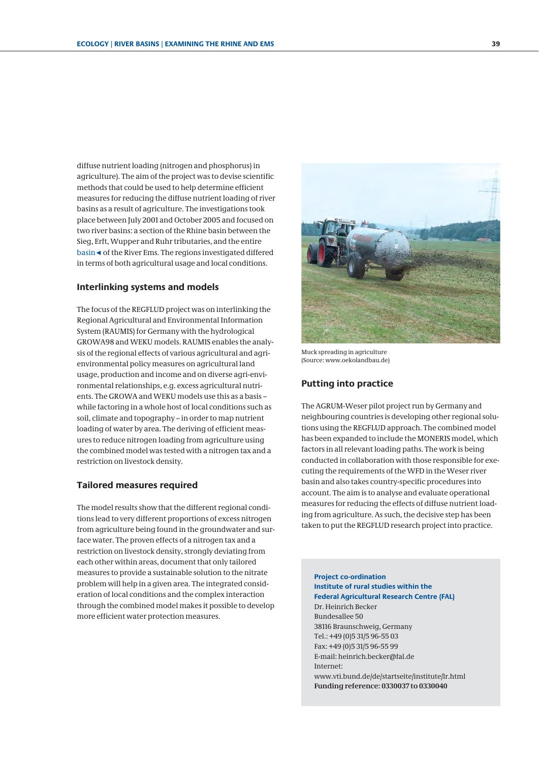diffuse nutrient loading (nitrogen and phosphorus) in agriculture). The aim of the project was to devise scientific methods that could be used to help determine efficient measures for reducing the diffuse nutrient loading of river basins as a result of agriculture. The investigations took place between July 2001 and October 2005 and focused on two river basins: a section of the Rhine basin between the Sieg, Erft, Wupper and Ruhr tributaries, and the entire basin◄ of the River Ems. The regions investigated differed in terms of both agricultural usage and local conditions.

## Interlinking systems and models

The focus of the REGFLUD project was on interlinking the Regional Agricultural and Environmental Information System (RAUMIS) for Germany with the hydrological GROWA98 and WEKU models. RAUMIS enables the analysis of the regional effects of various agricultural and agri-environmental policy measures on agricultural land usage, production and income and on diverse agri-environmental relationships, e.g. excess agricultural nutrients. The GROWA and WEKU models use this as a basis – while factoring in a whole host of local conditions such as soil, climate and topography – in order to map nutrient loading of water by area. The deriving of efficient measures to reduce nitrogen loading from agriculture using the combined model was tested with a nitrogen tax and a restriction on livestock density.

## Tailored measures required

The model results show that the different regional conditions lead to very different proportions of excess nitrogen from agriculture being found in the groundwater and surface water. The proven effects of a nitrogen tax and a restriction on livestock density, strongly deviating from each other within areas, document that only tailored measures to provide a sustainable solution to the nitrate problem will help in a given area. The integrated consideration of local conditions and the complex interaction through the combined model makes it possible to develop more efficient water protection measures.

Muck spreading in agriculture
(Source: www.oekolandbau.de)

## Putting into practice

The AGRUM-Weser pilot project run by Germany and neighbouring countries is developing other regional solutions using the REGFLUD approach. The combined model has been expanded to include the MONERIS model, which factors in all relevant loading paths. The work is being conducted in collaboration with those responsible for executing the requirements of the WFD in the Weser river basin and also takes country-specific procedures into account. The aim is to analyse and evaluate operational measures for reducing the effects of diffuse nutrient loading from agriculture. As such, the decisive step has been taken to put the REGFLUD research project into practice.

**Project co-ordination**
**Institute of rural studies within the Federal Agricultural Research Centre (FAL)**
Dr. Heinrich Becker
Bundesallee 50
38116 Braunschweig, Germany
Tel.: +49 (0)5 31/5 96-55 03
Fax: +49 (0)5 31/5 96-55 99
E-mail: heinrich.becker@fal.de
Internet:
www.vti.bund.de/de/startseite/institute/lr.html
**Funding reference: 0330037 to 0330040**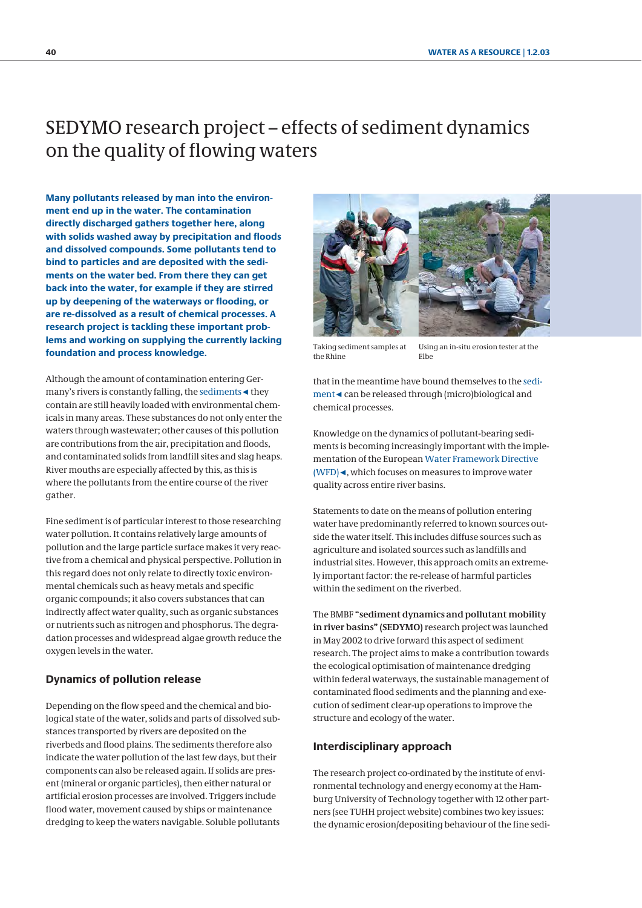# SEDYMO research project – effects of sediment dynamics on the quality of flowing waters

**Many pollutants released by man into the environment end up in the water. The contamination directly discharged gathers together here, along with solids washed away by precipitation and floods and dissolved compounds. Some pollutants tend to bind to particles and are deposited with the sediments on the water bed. From there they can get back into the water, for example if they are stirred up by deepening of the waterways or flooding, or are re-dissolved as a result of chemical processes. A research project is tackling these important problems and working on supplying the currently lacking foundation and process knowledge.**

Although the amount of contamination entering Germany's rivers is constantly falling, the sediments◄ they contain are still heavily loaded with environmental chemicals in many areas. These substances do not only enter the waters through wastewater; other causes of this pollution are contributions from the air, precipitation and floods, and contaminated solids from landfill sites and slag heaps. River mouths are especially affected by this, as this is where the pollutants from the entire course of the river gather.

Fine sediment is of particular interest to those researching water pollution. It contains relatively large amounts of pollution and the large particle surface makes it very reactive from a chemical and physical perspective. Pollution in this regard does not only relate to directly toxic environmental chemicals such as heavy metals and specific organic compounds; it also covers substances that can indirectly affect water quality, such as organic substances or nutrients such as nitrogen and phosphorus. The degradation processes and widespread algae growth reduce the oxygen levels in the water.

## Dynamics of pollution release

Depending on the flow speed and the chemical and biological state of the water, solids and parts of dissolved substances transported by rivers are deposited on the riverbeds and flood plains. The sediments therefore also indicate the water pollution of the last few days, but their components can also be released again. If solids are present (mineral or organic particles), then either natural or artificial erosion processes are involved. Triggers include flood water, movement caused by ships or maintenance dredging to keep the waters navigable. Soluble pollutants that in the meantime have bound themselves to the sediment◄ can be released through (micro)biological and chemical processes.

Taking sediment samples at the Rhine

Using an in-situ erosion tester at the Elbe

Knowledge on the dynamics of pollutant-bearing sediments is becoming increasingly important with the implementation of the European Water Framework Directive (WFD)◄, which focuses on measures to improve water quality across entire river basins.

Statements to date on the means of pollution entering water have predominantly referred to known sources outside the water itself. This includes diffuse sources such as agriculture and isolated sources such as landfills and industrial sites. However, this approach omits an extremely important factor: the re-release of harmful particles within the sediment on the riverbed.

The BMBF **"sediment dynamics and pollutant mobility in river basins" (SEDYMO)** research project was launched in May 2002 to drive forward this aspect of sediment research. The project aims to make a contribution towards the ecological optimisation of maintenance dredging within federal waterways, the sustainable management of contaminated flood sediments and the planning and execution of sediment clear-up operations to improve the structure and ecology of the water.

## Interdisciplinary approach

The research project co-ordinated by the institute of environmental technology and energy economy at the Hamburg University of Technology together with 12 other partners (see TUHH project website) combines two key issues: the dynamic erosion/depositing behaviour of the fine sedi-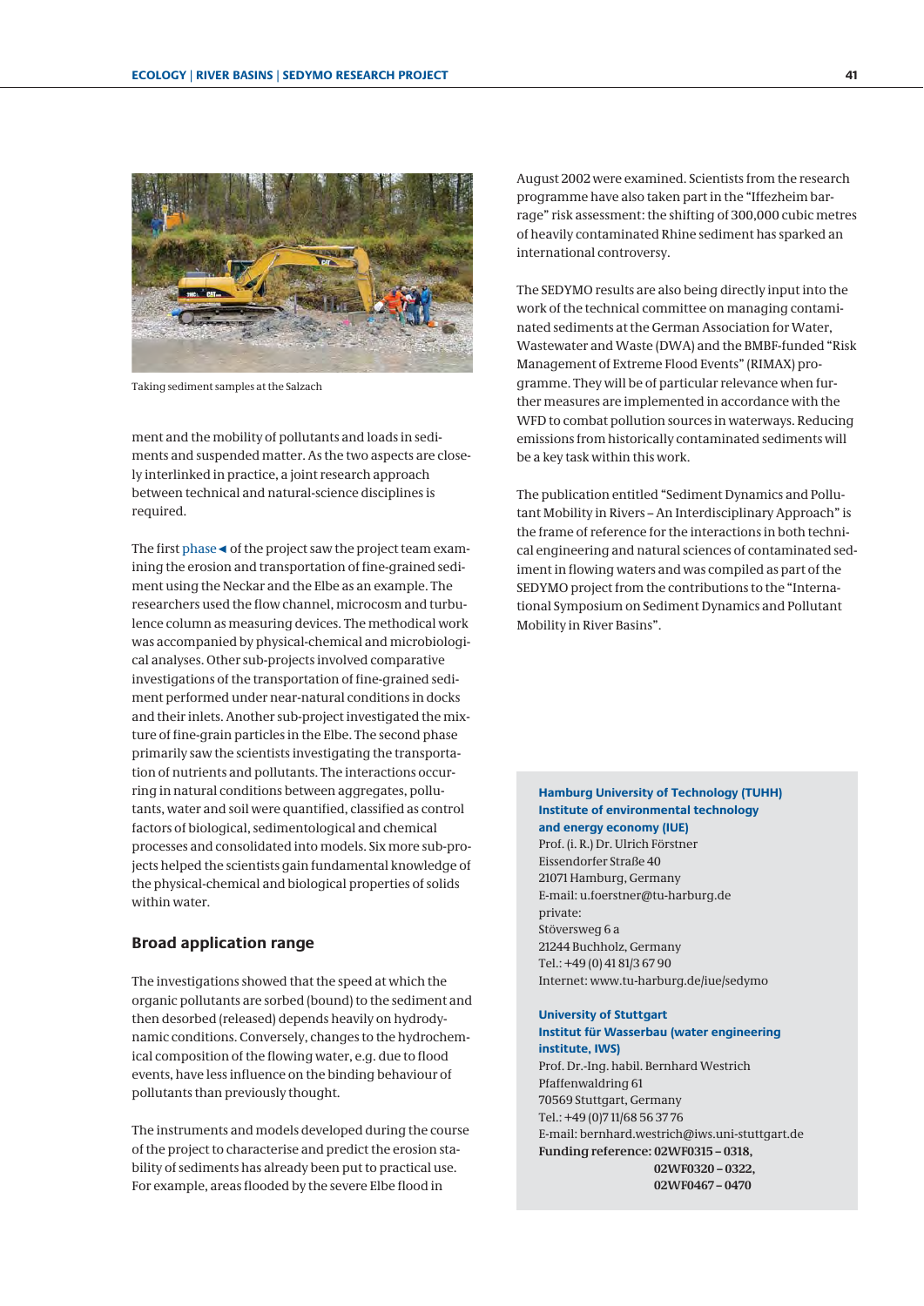Taking sediment samples at the Salzach

ment and the mobility of pollutants and loads in sediments and suspended matter. As the two aspects are closely interlinked in practice, a joint research approach between technical and natural-science disciplines is required.

The first phase ◂ of the project saw the project team examining the erosion and transportation of fine-grained sediment using the Neckar and the Elbe as an example. The researchers used the flow channel, microcosm and turbulence column as measuring devices. The methodical work was accompanied by physical-chemical and microbiological analyses. Other sub-projects involved comparative investigations of the transportation of fine-grained sediment performed under near-natural conditions in docks and their inlets. Another sub-project investigated the mixture of fine-grain particles in the Elbe. The second phase primarily saw the scientists investigating the transportation of nutrients and pollutants. The interactions occurring in natural conditions between aggregates, pollutants, water and soil were quantified, classified as control factors of biological, sedimentological and chemical processes and consolidated into models. Six more sub-projects helped the scientists gain fundamental knowledge of the physical-chemical and biological properties of solids within water.

## Broad application range

The investigations showed that the speed at which the organic pollutants are sorbed (bound) to the sediment and then desorbed (released) depends heavily on hydrodynamic conditions. Conversely, changes to the hydrochemical composition of the flowing water, e.g. due to flood events, have less influence on the binding behaviour of pollutants than previously thought.

The instruments and models developed during the course of the project to characterise and predict the erosion stability of sediments has already been put to practical use. For example, areas flooded by the severe Elbe flood in August 2002 were examined. Scientists from the research programme have also taken part in the "Iffezheim barrage" risk assessment: the shifting of 300,000 cubic metres of heavily contaminated Rhine sediment has sparked an international controversy.

The SEDYMO results are also being directly input into the work of the technical committee on managing contaminated sediments at the German Association for Water, Wastewater and Waste (DWA) and the BMBF-funded "Risk Management of Extreme Flood Events" (RIMAX) programme. They will be of particular relevance when further measures are implemented in accordance with the WFD to combat pollution sources in waterways. Reducing emissions from historically contaminated sediments will be a key task within this work.

The publication entitled "Sediment Dynamics and Pollutant Mobility in Rivers – An Interdisciplinary Approach" is the frame of reference for the interactions in both technical engineering and natural sciences of contaminated sediment in flowing waters and was compiled as part of the SEDYMO project from the contributions to the "International Symposium on Sediment Dynamics and Pollutant Mobility in River Basins".

**Hamburg University of Technology (TUHH)**
**Institute of environmental technology and energy economy (IUE)**
Prof. (i. R.) Dr. Ulrich Förstner
Eissendorfer Straße 40
21071 Hamburg, Germany
E-mail: u.foerstner@tu-harburg.de
private:
Stöversweg 6 a
21244 Buchholz, Germany
Tel.: +49 (0) 41 81/3 67 90
Internet: www.tu-harburg.de/iue/sedymo

**University of Stuttgart**
**Institut für Wasserbau (water engineering institute, IWS)**
Prof. Dr.-Ing. habil. Bernhard Westrich
Pfaffenwaldring 61
70569 Stuttgart, Germany
Tel.: +49 (0)7 11/68 56 37 76
E-mail: bernhard.westrich@iws.uni-stuttgart.de
**Funding reference: 02WF0315 – 0318, 02WF0320 – 0322, 02WF0467 – 0470**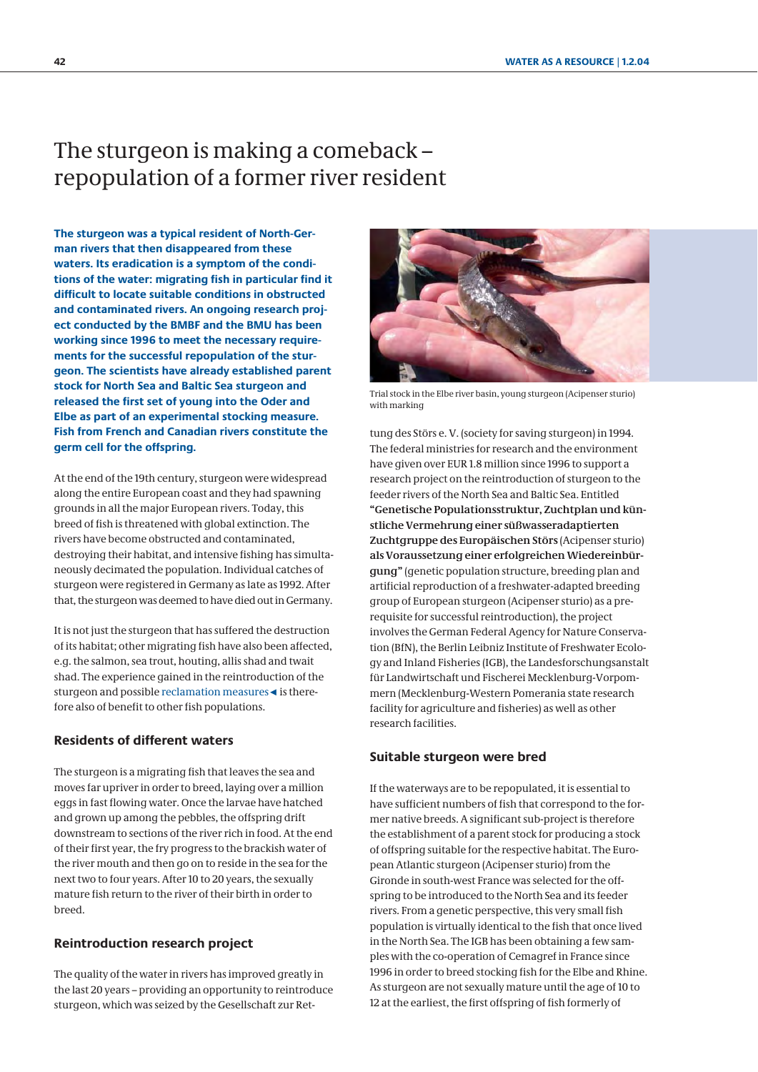# The sturgeon is making a comeback – repopulation of a former river resident

**The sturgeon was a typical resident of North-German rivers that then disappeared from these waters. Its eradication is a symptom of the conditions of the water: migrating fish in particular find it difficult to locate suitable conditions in obstructed and contaminated rivers. An ongoing research project conducted by the BMBF and the BMU has been working since 1996 to meet the necessary requirements for the successful repopulation of the sturgeon. The scientists have already established parent stock for North Sea and Baltic Sea sturgeon and released the first set of young into the Oder and Elbe as part of an experimental stocking measure. Fish from French and Canadian rivers constitute the germ cell for the offspring.**

At the end of the 19th century, sturgeon were widespread along the entire European coast and they had spawning grounds in all the major European rivers. Today, this breed of fish is threatened with global extinction. The rivers have become obstructed and contaminated, destroying their habitat, and intensive fishing has simultaneously decimated the population. Individual catches of sturgeon were registered in Germany as late as 1992. After that, the sturgeon was deemed to have died out in Germany.

It is not just the sturgeon that has suffered the destruction of its habitat; other migrating fish have also been affected, e.g. the salmon, sea trout, houting, allis shad and twait shad. The experience gained in the reintroduction of the sturgeon and possible reclamation measures◄ is therefore also of benefit to other fish populations.

## Residents of different waters

The sturgeon is a migrating fish that leaves the sea and moves far upriver in order to breed, laying over a million eggs in fast flowing water. Once the larvae have hatched and grown up among the pebbles, the offspring drift downstream to sections of the river rich in food. At the end of their first year, the fry progress to the brackish water of the river mouth and then go on to reside in the sea for the next two to four years. After 10 to 20 years, the sexually mature fish return to the river of their birth in order to breed.

## Reintroduction research project

The quality of the water in rivers has improved greatly in the last 20 years – providing an opportunity to reintroduce sturgeon, which was seized by the Gesellschaft zur Rettung des Störs e. V. (society for saving sturgeon) in 1994. The federal ministries for research and the environment have given over EUR 1.8 million since 1996 to support a research project on the reintroduction of sturgeon to the feeder rivers of the North Sea and Baltic Sea. Entitled **"Genetische Populationsstruktur, Zuchtplan und künstliche Vermehrung einer süßwasseradaptierten Zuchtgruppe des Europäischen Störs** (Acipenser sturio) **als Voraussetzung einer erfolgreichen Wiedereinbürgung"** (genetic population structure, breeding plan and artificial reproduction of a freshwater-adapted breeding group of European sturgeon (Acipenser sturio) as a prerequisite for successful reintroduction), the project involves the German Federal Agency for Nature Conservation (BfN), the Berlin Leibniz Institute of Freshwater Ecology and Inland Fisheries (IGB), the Landesforschungsanstalt für Landwirtschaft und Fischerei Mecklenburg-Vorpommern (Mecklenburg-Western Pomerania state research facility for agriculture and fisheries) as well as other research facilities.

Trial stock in the Elbe river basin, young sturgeon (Acipenser sturio) with marking

## Suitable sturgeon were bred

If the waterways are to be repopulated, it is essential to have sufficient numbers of fish that correspond to the former native breeds. A significant sub-project is therefore the establishment of a parent stock for producing a stock of offspring suitable for the respective habitat. The European Atlantic sturgeon (Acipenser sturio) from the Gironde in south-west France was selected for the offspring to be introduced to the North Sea and its feeder rivers. From a genetic perspective, this very small fish population is virtually identical to the fish that once lived in the North Sea. The IGB has been obtaining a few samples with the co-operation of Cemagref in France since 1996 in order to breed stocking fish for the Elbe and Rhine. As sturgeon are not sexually mature until the age of 10 to 12 at the earliest, the first offspring of fish formerly of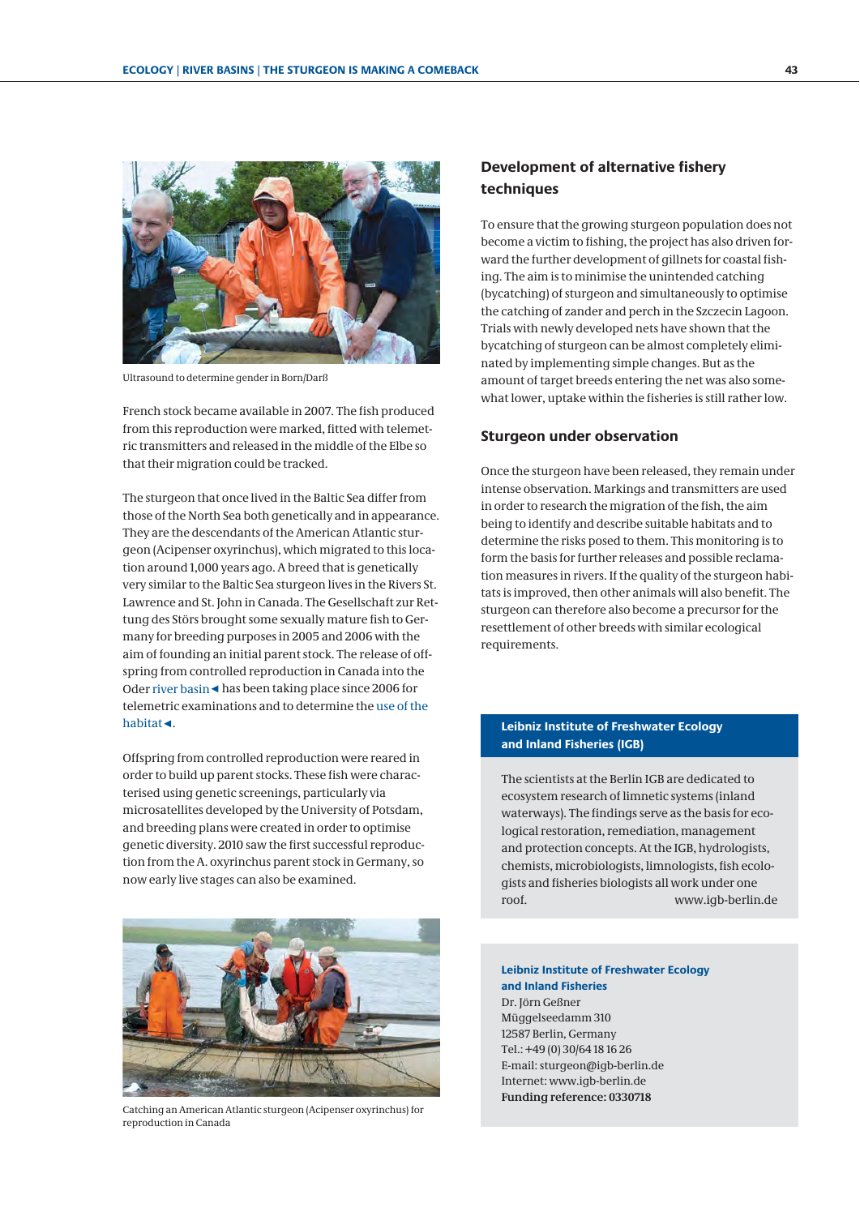Ultrasound to determine gender in Born/Darß

French stock became available in 2007. The fish produced from this reproduction were marked, fitted with telemetric transmitters and released in the middle of the Elbe so that their migration could be tracked.

The sturgeon that once lived in the Baltic Sea differ from those of the North Sea both genetically and in appearance. They are the descendants of the American Atlantic sturgeon (Acipenser oxyrinchus), which migrated to this location around 1,000 years ago. A breed that is genetically very similar to the Baltic Sea sturgeon lives in the Rivers St. Lawrence and St. John in Canada. The Gesellschaft zur Rettung des Störs brought some sexually mature fish to Germany for breeding purposes in 2005 and 2006 with the aim of founding an initial parent stock. The release of offspring from controlled reproduction in Canada into the Oder river basin◄ has been taking place since 2006 for telemetric examinations and to determine the use of the habitat◄.

Offspring from controlled reproduction were reared in order to build up parent stocks. These fish were characterised using genetic screenings, particularly via microsatellites developed by the University of Potsdam, and breeding plans were created in order to optimise genetic diversity. 2010 saw the first successful reproduction from the A. oxyrinchus parent stock in Germany, so now early live stages can also be examined.

Catching an American Atlantic sturgeon (Acipenser oxyrinchus) for reproduction in Canada

## Development of alternative fishery techniques

To ensure that the growing sturgeon population does not become a victim to fishing, the project has also driven forward the further development of gillnets for coastal fishing. The aim is to minimise the unintended catching (bycatching) of sturgeon and simultaneously to optimise the catching of zander and perch in the Szczecin Lagoon. Trials with newly developed nets have shown that the bycatching of sturgeon can be almost completely eliminated by implementing simple changes. But as the amount of target breeds entering the net was also somewhat lower, uptake within the fisheries is still rather low.

## Sturgeon under observation

Once the sturgeon have been released, they remain under intense observation. Markings and transmitters are used in order to research the migration of the fish, the aim being to identify and describe suitable habitats and to determine the risks posed to them. This monitoring is to form the basis for further releases and possible reclamation measures in rivers. If the quality of the sturgeon habitats is improved, then other animals will also benefit. The sturgeon can therefore also become a precursor for the resettlement of other breeds with similar ecological requirements.

**Leibniz Institute of Freshwater Ecology and Inland Fisheries (IGB)**

The scientists at the Berlin IGB are dedicated to ecosystem research of limnetic systems (inland waterways). The findings serve as the basis for ecological restoration, remediation, management and protection concepts. At the IGB, hydrologists, chemists, microbiologists, limnologists, fish ecologists and fisheries biologists all work under one roof. www.igb-berlin.de

**Leibniz Institute of Freshwater Ecology and Inland Fisheries**
Dr. Jörn Geßner
Müggelseedamm 310
12587 Berlin, Germany
Tel.: +49 (0) 30/64 18 16 26
E-mail: sturgeon@igb-berlin.de
Internet: www.igb-berlin.de
**Funding reference: 0330718**